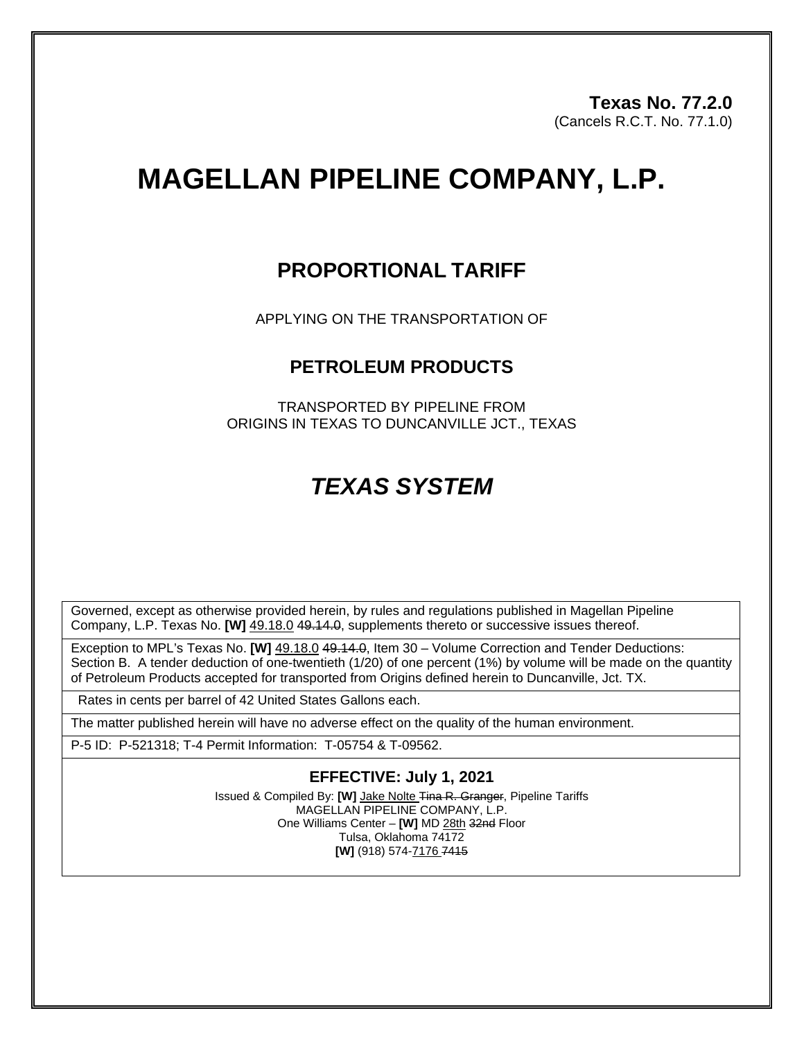**Texas No. 77.2.0**
(Cancels R.C.T. No. 77.1.0)

# MAGELLAN PIPELINE COMPANY, L.P.

## PROPORTIONAL TARIFF

APPLYING ON THE TRANSPORTATION OF

### PETROLEUM PRODUCTS

TRANSPORTED BY PIPELINE FROM
ORIGINS IN TEXAS TO DUNCANVILLE JCT., TEXAS

## *TEXAS SYSTEM*

Governed, except as otherwise provided herein, by rules and regulations published in Magellan Pipeline Company, L.P. Texas No. **[W]** 49.18.0 ~~49.14.0~~, supplements thereto or successive issues thereof.

Exception to MPL's Texas No. **[W]** 49.18.0 ~~49.14.0~~, Item 30 – Volume Correction and Tender Deductions: Section B. A tender deduction of one-twentieth (1/20) of one percent (1%) by volume will be made on the quantity of Petroleum Products accepted for transported from Origins defined herein to Duncanville, Jct. TX.

Rates in cents per barrel of 42 United States Gallons each.

The matter published herein will have no adverse effect on the quality of the human environment.

P-5 ID: P-521318; T-4 Permit Information: T-05754 & T-09562.

**EFFECTIVE: July 1, 2021**

Issued & Compiled By: **[W]** Jake Nolte ~~Tina R. Granger~~, Pipeline Tariffs
MAGELLAN PIPELINE COMPANY, L.P.
One Williams Center – **[W]** MD 28th ~~32nd~~ Floor
Tulsa, Oklahoma 74172
**[W]** (918) 574-7176 ~~7415~~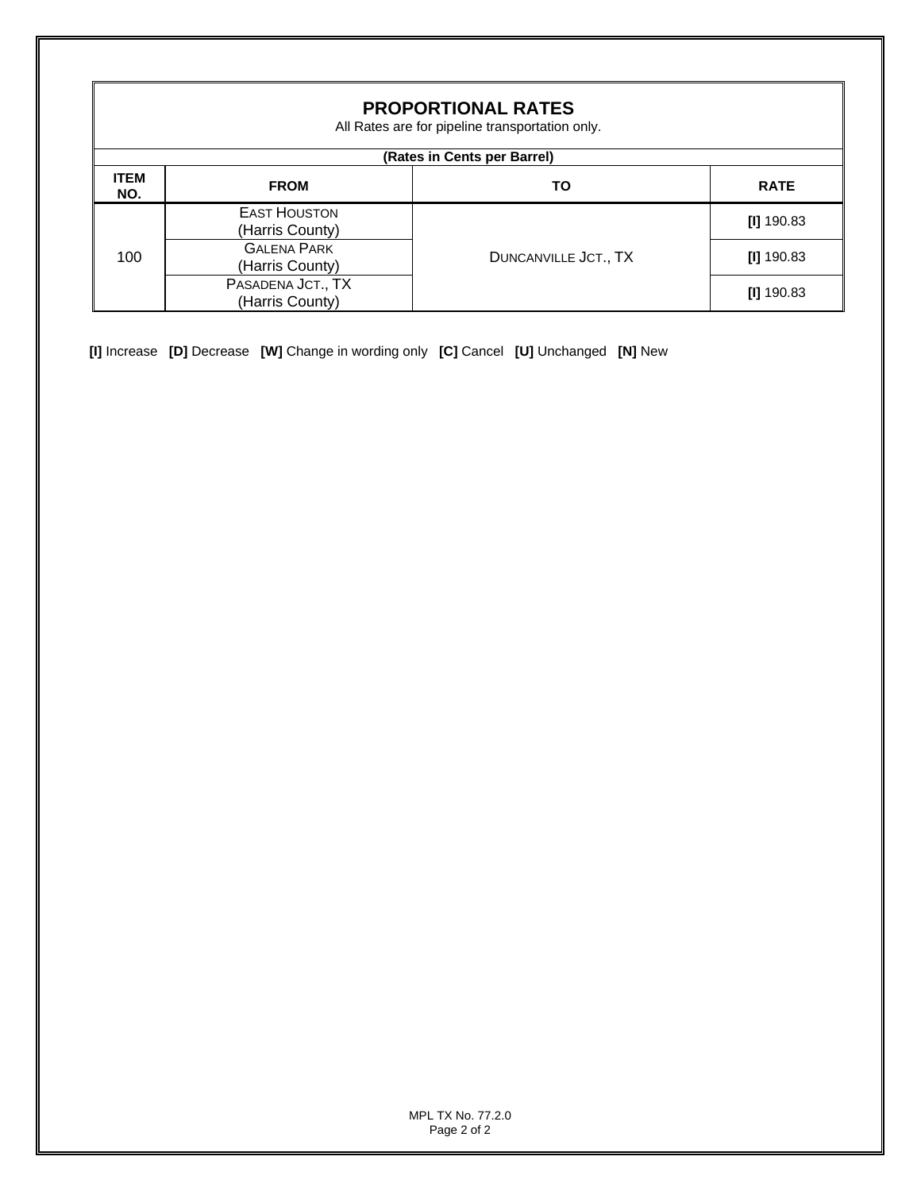## PROPORTIONAL RATES

All Rates are for pipeline transportation only.

**(Rates in Cents per Barrel)**

| ITEM NO. | FROM | TO | RATE |
|---|---|---|---|
| 100 | EAST HOUSTON (Harris County) | DUNCANVILLE JCT., TX | **[I]** 190.83 |
| | GALENA PARK (Harris County) | | **[I]** 190.83 |
| | PASADENA JCT., TX (Harris County) | | **[I]** 190.83 |

**[I]** Increase **[D]** Decrease **[W]** Change in wording only **[C]** Cancel **[U]** Unchanged **[N]** New

MPL TX No. 77.2.0